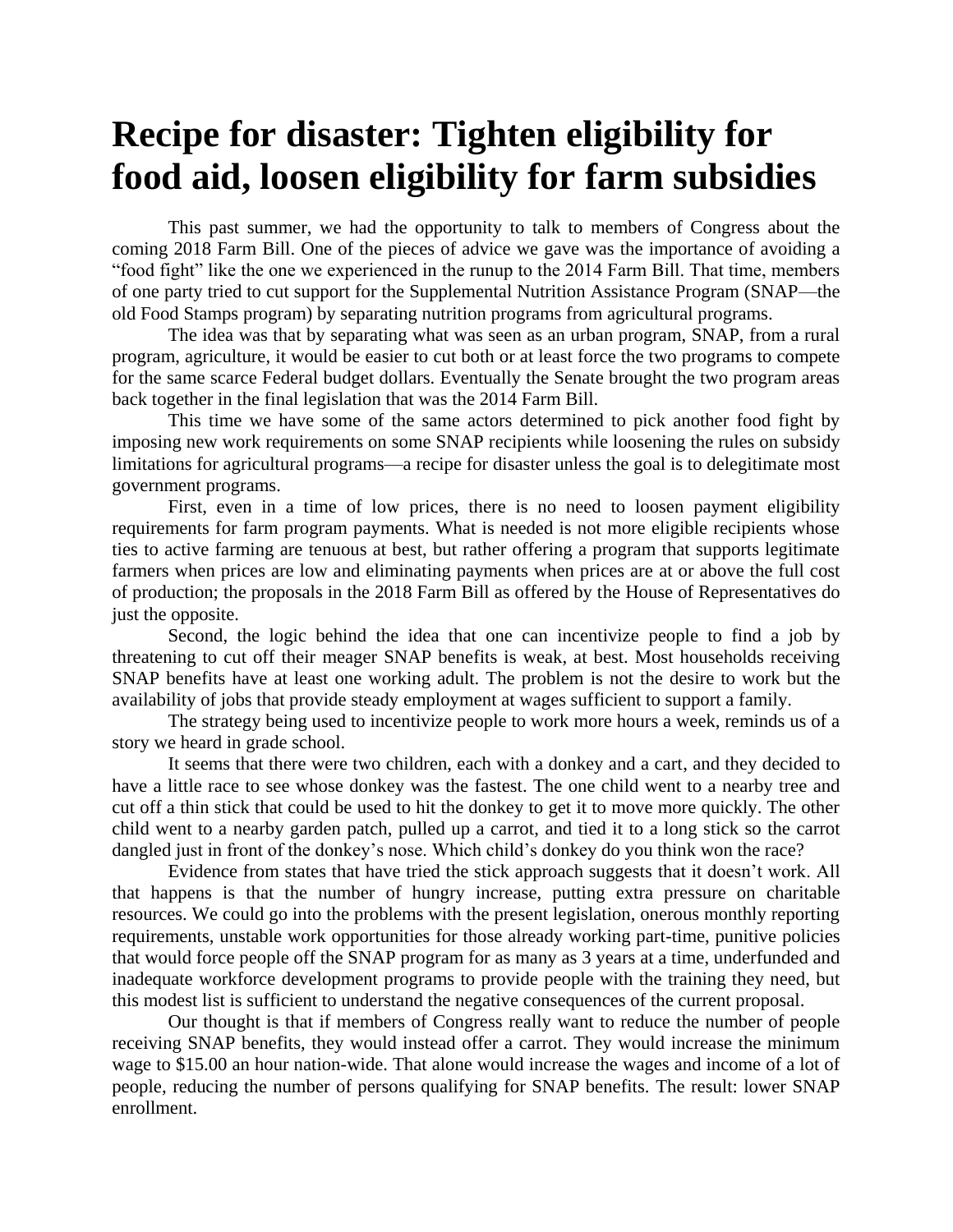# Recipe for disaster: Tighten eligibility for food aid, loosen eligibility for farm subsidies

This past summer, we had the opportunity to talk to members of Congress about the coming 2018 Farm Bill. One of the pieces of advice we gave was the importance of avoiding a "food fight" like the one we experienced in the runup to the 2014 Farm Bill. That time, members of one party tried to cut support for the Supplemental Nutrition Assistance Program (SNAP—the old Food Stamps program) by separating nutrition programs from agricultural programs.

The idea was that by separating what was seen as an urban program, SNAP, from a rural program, agriculture, it would be easier to cut both or at least force the two programs to compete for the same scarce Federal budget dollars. Eventually the Senate brought the two program areas back together in the final legislation that was the 2014 Farm Bill.

This time we have some of the same actors determined to pick another food fight by imposing new work requirements on some SNAP recipients while loosening the rules on subsidy limitations for agricultural programs—a recipe for disaster unless the goal is to delegitimate most government programs.

First, even in a time of low prices, there is no need to loosen payment eligibility requirements for farm program payments. What is needed is not more eligible recipients whose ties to active farming are tenuous at best, but rather offering a program that supports legitimate farmers when prices are low and eliminating payments when prices are at or above the full cost of production; the proposals in the 2018 Farm Bill as offered by the House of Representatives do just the opposite.

Second, the logic behind the idea that one can incentivize people to find a job by threatening to cut off their meager SNAP benefits is weak, at best. Most households receiving SNAP benefits have at least one working adult. The problem is not the desire to work but the availability of jobs that provide steady employment at wages sufficient to support a family.

The strategy being used to incentivize people to work more hours a week, reminds us of a story we heard in grade school.

It seems that there were two children, each with a donkey and a cart, and they decided to have a little race to see whose donkey was the fastest. The one child went to a nearby tree and cut off a thin stick that could be used to hit the donkey to get it to move more quickly. The other child went to a nearby garden patch, pulled up a carrot, and tied it to a long stick so the carrot dangled just in front of the donkey's nose. Which child's donkey do you think won the race?

Evidence from states that have tried the stick approach suggests that it doesn't work. All that happens is that the number of hungry increase, putting extra pressure on charitable resources. We could go into the problems with the present legislation, onerous monthly reporting requirements, unstable work opportunities for those already working part-time, punitive policies that would force people off the SNAP program for as many as 3 years at a time, underfunded and inadequate workforce development programs to provide people with the training they need, but this modest list is sufficient to understand the negative consequences of the current proposal.

Our thought is that if members of Congress really want to reduce the number of people receiving SNAP benefits, they would instead offer a carrot. They would increase the minimum wage to $15.00 an hour nation-wide. That alone would increase the wages and income of a lot of people, reducing the number of persons qualifying for SNAP benefits. The result: lower SNAP enrollment.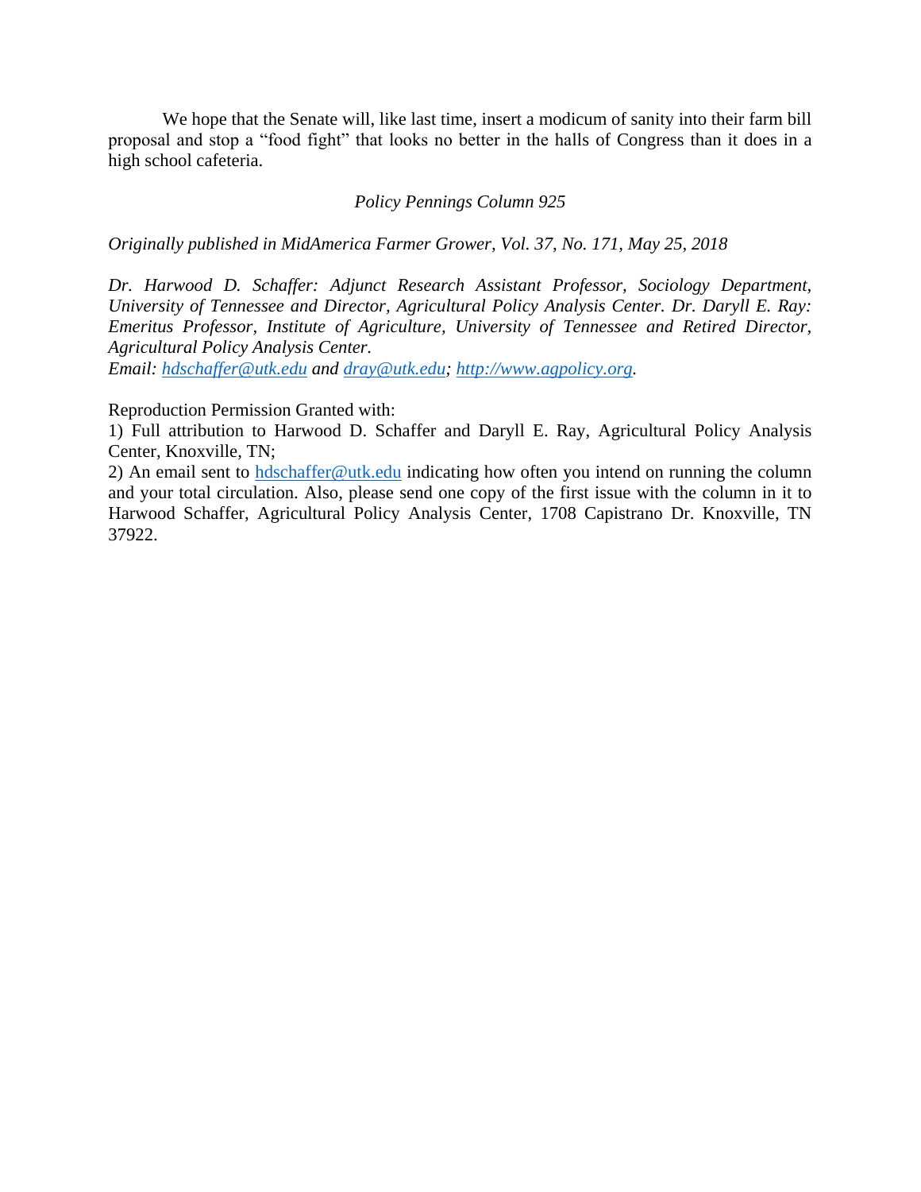We hope that the Senate will, like last time, insert a modicum of sanity into their farm bill proposal and stop a "food fight" that looks no better in the halls of Congress than it does in a high school cafeteria.

*Policy Pennings Column 925*

*Originally published in MidAmerica Farmer Grower, Vol. 37, No. 171, May 25, 2018*

*Dr. Harwood D. Schaffer: Adjunct Research Assistant Professor, Sociology Department, University of Tennessee and Director, Agricultural Policy Analysis Center. Dr. Daryll E. Ray: Emeritus Professor, Institute of Agriculture, University of Tennessee and Retired Director, Agricultural Policy Analysis Center.*
*Email: hdschaffer@utk.edu and dray@utk.edu; http://www.agpolicy.org.*

Reproduction Permission Granted with:
1) Full attribution to Harwood D. Schaffer and Daryll E. Ray, Agricultural Policy Analysis Center, Knoxville, TN;
2) An email sent to hdschaffer@utk.edu indicating how often you intend on running the column and your total circulation. Also, please send one copy of the first issue with the column in it to Harwood Schaffer, Agricultural Policy Analysis Center, 1708 Capistrano Dr. Knoxville, TN 37922.